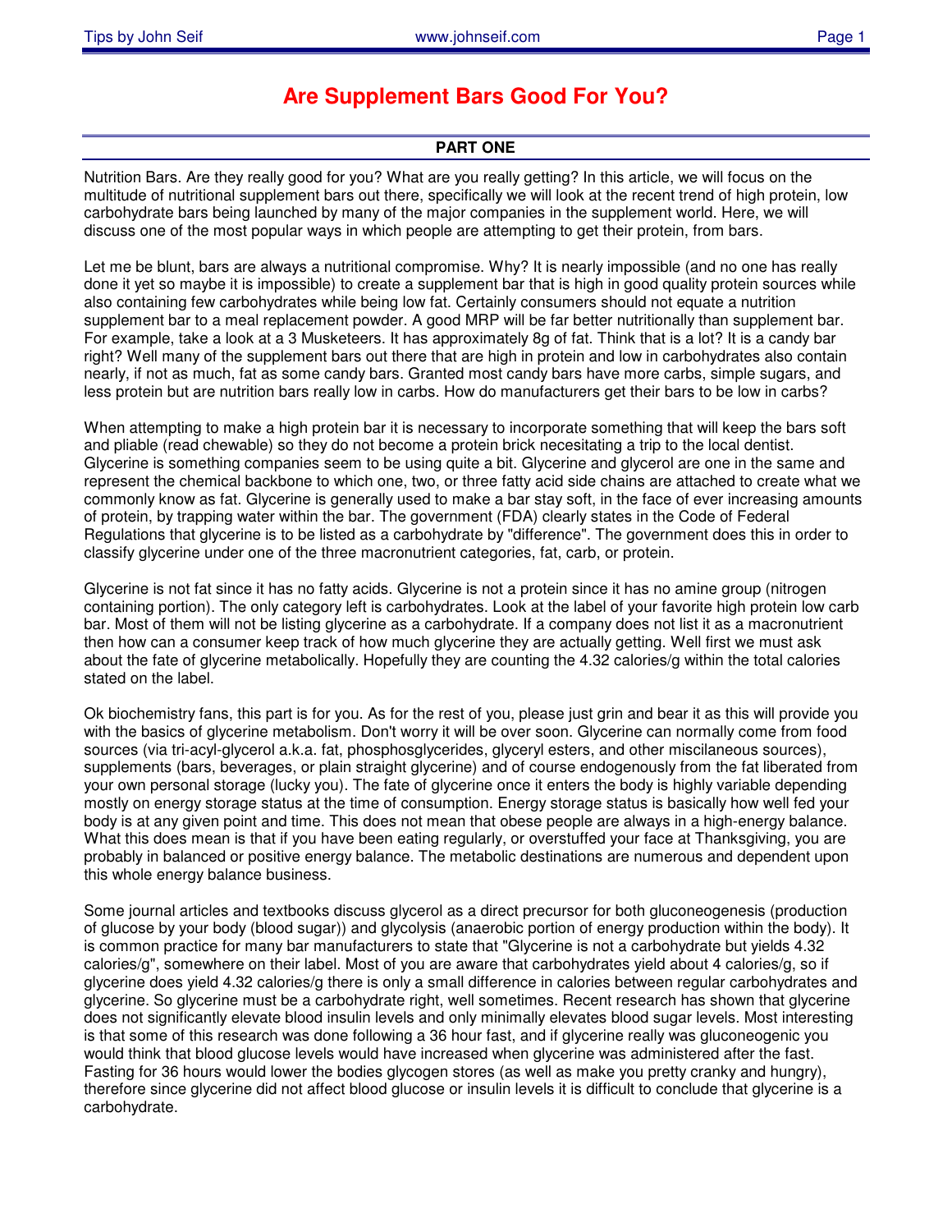# Are Supplement Bars Good For You?

## PART ONE

Nutrition Bars. Are they really good for you? What are you really getting? In this article, we will focus on the multitude of nutritional supplement bars out there, specifically we will look at the recent trend of high protein, low carbohydrate bars being launched by many of the major companies in the supplement world. Here, we will discuss one of the most popular ways in which people are attempting to get their protein, from bars.

Let me be blunt, bars are always a nutritional compromise. Why? It is nearly impossible (and no one has really done it yet so maybe it is impossible) to create a supplement bar that is high in good quality protein sources while also containing few carbohydrates while being low fat. Certainly consumers should not equate a nutrition supplement bar to a meal replacement powder. A good MRP will be far better nutritionally than supplement bar. For example, take a look at a 3 Musketeers. It has approximately 8g of fat. Think that is a lot? It is a candy bar right? Well many of the supplement bars out there that are high in protein and low in carbohydrates also contain nearly, if not as much, fat as some candy bars. Granted most candy bars have more carbs, simple sugars, and less protein but are nutrition bars really low in carbs. How do manufacturers get their bars to be low in carbs?

When attempting to make a high protein bar it is necessary to incorporate something that will keep the bars soft and pliable (read chewable) so they do not become a protein brick necesitating a trip to the local dentist. Glycerine is something companies seem to be using quite a bit. Glycerine and glycerol are one in the same and represent the chemical backbone to which one, two, or three fatty acid side chains are attached to create what we commonly know as fat. Glycerine is generally used to make a bar stay soft, in the face of ever increasing amounts of protein, by trapping water within the bar. The government (FDA) clearly states in the Code of Federal Regulations that glycerine is to be listed as a carbohydrate by "difference". The government does this in order to classify glycerine under one of the three macronutrient categories, fat, carb, or protein.

Glycerine is not fat since it has no fatty acids. Glycerine is not a protein since it has no amine group (nitrogen containing portion). The only category left is carbohydrates. Look at the label of your favorite high protein low carb bar. Most of them will not be listing glycerine as a carbohydrate. If a company does not list it as a macronutrient then how can a consumer keep track of how much glycerine they are actually getting. Well first we must ask about the fate of glycerine metabolically. Hopefully they are counting the 4.32 calories/g within the total calories stated on the label.

Ok biochemistry fans, this part is for you. As for the rest of you, please just grin and bear it as this will provide you with the basics of glycerine metabolism. Don't worry it will be over soon. Glycerine can normally come from food sources (via tri-acyl-glycerol a.k.a. fat, phosphosglycerides, glyceryl esters, and other miscilaneous sources), supplements (bars, beverages, or plain straight glycerine) and of course endogenously from the fat liberated from your own personal storage (lucky you). The fate of glycerine once it enters the body is highly variable depending mostly on energy storage status at the time of consumption. Energy storage status is basically how well fed your body is at any given point and time. This does not mean that obese people are always in a high-energy balance. What this does mean is that if you have been eating regularly, or overstuffed your face at Thanksgiving, you are probably in balanced or positive energy balance. The metabolic destinations are numerous and dependent upon this whole energy balance business.

Some journal articles and textbooks discuss glycerol as a direct precursor for both gluconeogenesis (production of glucose by your body (blood sugar)) and glycolysis (anaerobic portion of energy production within the body). It is common practice for many bar manufacturers to state that "Glycerine is not a carbohydrate but yields 4.32 calories/g", somewhere on their label. Most of you are aware that carbohydrates yield about 4 calories/g, so if glycerine does yield 4.32 calories/g there is only a small difference in calories between regular carbohydrates and glycerine. So glycerine must be a carbohydrate right, well sometimes. Recent research has shown that glycerine does not significantly elevate blood insulin levels and only minimally elevates blood sugar levels. Most interesting is that some of this research was done following a 36 hour fast, and if glycerine really was gluconeogenic you would think that blood glucose levels would have increased when glycerine was administered after the fast. Fasting for 36 hours would lower the bodies glycogen stores (as well as make you pretty cranky and hungry), therefore since glycerine did not affect blood glucose or insulin levels it is difficult to conclude that glycerine is a carbohydrate.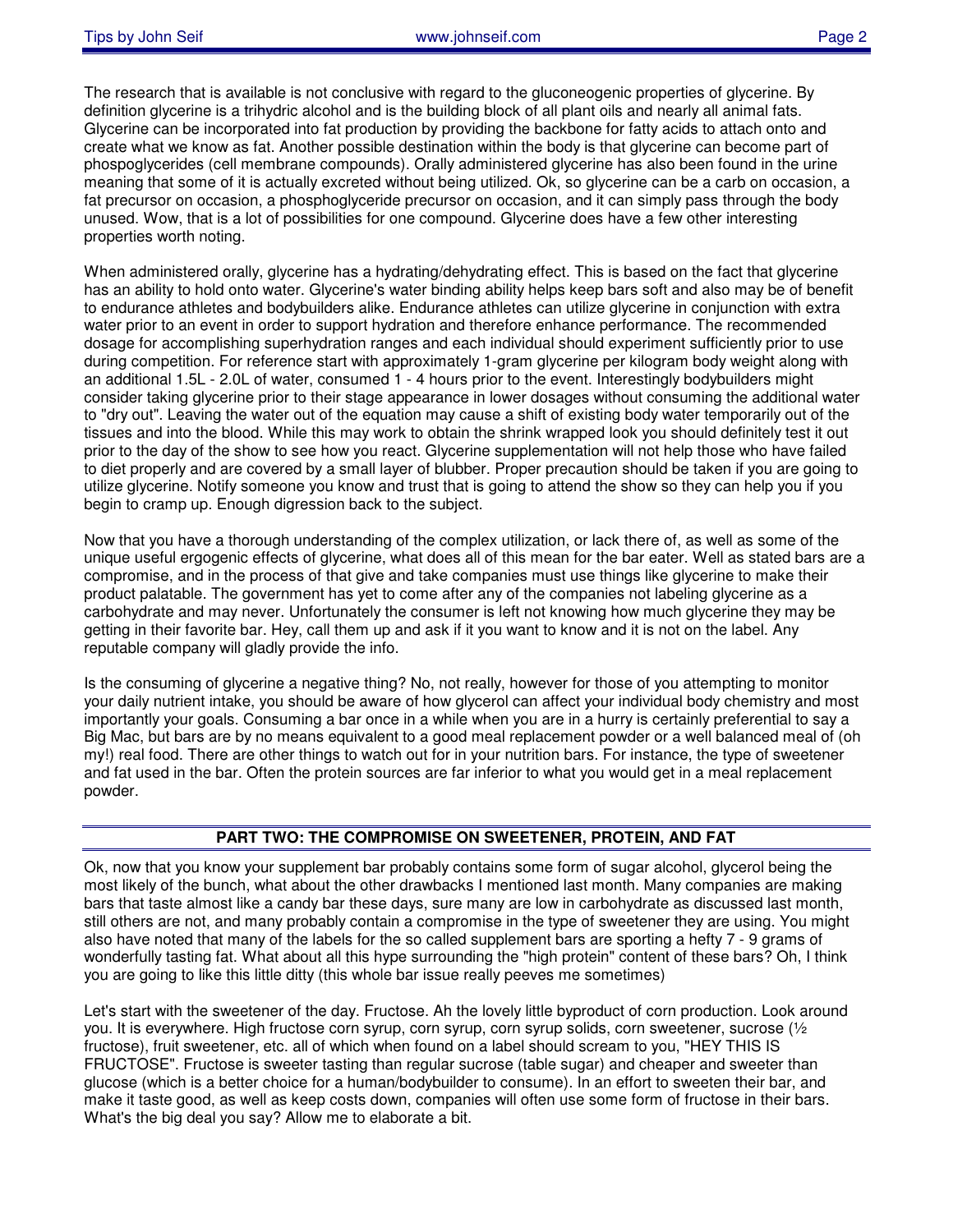The research that is available is not conclusive with regard to the gluconeogenic properties of glycerine. By definition glycerine is a trihydric alcohol and is the building block of all plant oils and nearly all animal fats. Glycerine can be incorporated into fat production by providing the backbone for fatty acids to attach onto and create what we know as fat. Another possible destination within the body is that glycerine can become part of phospoglycerides (cell membrane compounds). Orally administered glycerine has also been found in the urine meaning that some of it is actually excreted without being utilized. Ok, so glycerine can be a carb on occasion, a fat precursor on occasion, a phosphoglyceride precursor on occasion, and it can simply pass through the body unused. Wow, that is a lot of possibilities for one compound. Glycerine does have a few other interesting properties worth noting.

When administered orally, glycerine has a hydrating/dehydrating effect. This is based on the fact that glycerine has an ability to hold onto water. Glycerine's water binding ability helps keep bars soft and also may be of benefit to endurance athletes and bodybuilders alike. Endurance athletes can utilize glycerine in conjunction with extra water prior to an event in order to support hydration and therefore enhance performance. The recommended dosage for accomplishing superhydration ranges and each individual should experiment sufficiently prior to use during competition. For reference start with approximately 1-gram glycerine per kilogram body weight along with an additional 1.5L - 2.0L of water, consumed 1 - 4 hours prior to the event. Interestingly bodybuilders might consider taking glycerine prior to their stage appearance in lower dosages without consuming the additional water to "dry out". Leaving the water out of the equation may cause a shift of existing body water temporarily out of the tissues and into the blood. While this may work to obtain the shrink wrapped look you should definitely test it out prior to the day of the show to see how you react. Glycerine supplementation will not help those who have failed to diet properly and are covered by a small layer of blubber. Proper precaution should be taken if you are going to utilize glycerine. Notify someone you know and trust that is going to attend the show so they can help you if you begin to cramp up. Enough digression back to the subject.

Now that you have a thorough understanding of the complex utilization, or lack there of, as well as some of the unique useful ergogenic effects of glycerine, what does all of this mean for the bar eater. Well as stated bars are a compromise, and in the process of that give and take companies must use things like glycerine to make their product palatable. The government has yet to come after any of the companies not labeling glycerine as a carbohydrate and may never. Unfortunately the consumer is left not knowing how much glycerine they may be getting in their favorite bar. Hey, call them up and ask if it you want to know and it is not on the label. Any reputable company will gladly provide the info.

Is the consuming of glycerine a negative thing? No, not really, however for those of you attempting to monitor your daily nutrient intake, you should be aware of how glycerol can affect your individual body chemistry and most importantly your goals. Consuming a bar once in a while when you are in a hurry is certainly preferential to say a Big Mac, but bars are by no means equivalent to a good meal replacement powder or a well balanced meal of (oh my!) real food. There are other things to watch out for in your nutrition bars. For instance, the type of sweetener and fat used in the bar. Often the protein sources are far inferior to what you would get in a meal replacement powder.

## PART TWO: THE COMPROMISE ON SWEETENER, PROTEIN, AND FAT

Ok, now that you know your supplement bar probably contains some form of sugar alcohol, glycerol being the most likely of the bunch, what about the other drawbacks I mentioned last month. Many companies are making bars that taste almost like a candy bar these days, sure many are low in carbohydrate as discussed last month, still others are not, and many probably contain a compromise in the type of sweetener they are using. You might also have noted that many of the labels for the so called supplement bars are sporting a hefty 7 - 9 grams of wonderfully tasting fat. What about all this hype surrounding the "high protein" content of these bars? Oh, I think you are going to like this little ditty (this whole bar issue really peeves me sometimes)

Let's start with the sweetener of the day. Fructose. Ah the lovely little byproduct of corn production. Look around you. It is everywhere. High fructose corn syrup, corn syrup, corn syrup solids, corn sweetener, sucrose (½ fructose), fruit sweetener, etc. all of which when found on a label should scream to you, "HEY THIS IS FRUCTOSE". Fructose is sweeter tasting than regular sucrose (table sugar) and cheaper and sweeter than glucose (which is a better choice for a human/bodybuilder to consume). In an effort to sweeten their bar, and make it taste good, as well as keep costs down, companies will often use some form of fructose in their bars. What's the big deal you say? Allow me to elaborate a bit.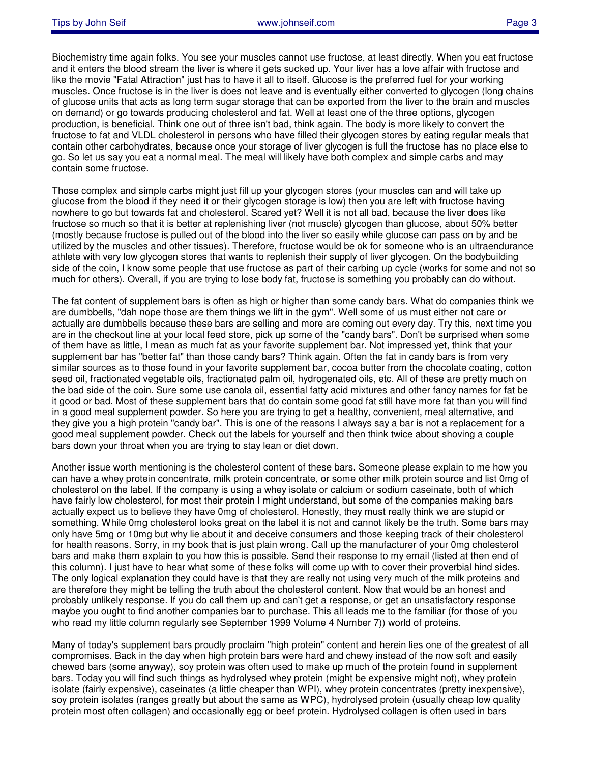Biochemistry time again folks. You see your muscles cannot use fructose, at least directly. When you eat fructose and it enters the blood stream the liver is where it gets sucked up. Your liver has a love affair with fructose and like the movie "Fatal Attraction" just has to have it all to itself. Glucose is the preferred fuel for your working muscles. Once fructose is in the liver is does not leave and is eventually either converted to glycogen (long chains of glucose units that acts as long term sugar storage that can be exported from the liver to the brain and muscles on demand) or go towards producing cholesterol and fat. Well at least one of the three options, glycogen production, is beneficial. Think one out of three isn't bad, think again. The body is more likely to convert the fructose to fat and VLDL cholesterol in persons who have filled their glycogen stores by eating regular meals that contain other carbohydrates, because once your storage of liver glycogen is full the fructose has no place else to go. So let us say you eat a normal meal. The meal will likely have both complex and simple carbs and may contain some fructose.

Those complex and simple carbs might just fill up your glycogen stores (your muscles can and will take up glucose from the blood if they need it or their glycogen storage is low) then you are left with fructose having nowhere to go but towards fat and cholesterol. Scared yet? Well it is not all bad, because the liver does like fructose so much so that it is better at replenishing liver (not muscle) glycogen than glucose, about 50% better (mostly because fructose is pulled out of the blood into the liver so easily while glucose can pass on by and be utilized by the muscles and other tissues). Therefore, fructose would be ok for someone who is an ultraendurance athlete with very low glycogen stores that wants to replenish their supply of liver glycogen. On the bodybuilding side of the coin, I know some people that use fructose as part of their carbing up cycle (works for some and not so much for others). Overall, if you are trying to lose body fat, fructose is something you probably can do without.

The fat content of supplement bars is often as high or higher than some candy bars. What do companies think we are dumbbells, "dah nope those are them things we lift in the gym". Well some of us must either not care or actually are dumbbells because these bars are selling and more are coming out every day. Try this, next time you are in the checkout line at your local feed store, pick up some of the "candy bars". Don't be surprised when some of them have as little, I mean as much fat as your favorite supplement bar. Not impressed yet, think that your supplement bar has "better fat" than those candy bars? Think again. Often the fat in candy bars is from very similar sources as to those found in your favorite supplement bar, cocoa butter from the chocolate coating, cotton seed oil, fractionated vegetable oils, fractionated palm oil, hydrogenated oils, etc. All of these are pretty much on the bad side of the coin. Sure some use canola oil, essential fatty acid mixtures and other fancy names for fat be it good or bad. Most of these supplement bars that do contain some good fat still have more fat than you will find in a good meal supplement powder. So here you are trying to get a healthy, convenient, meal alternative, and they give you a high protein "candy bar". This is one of the reasons I always say a bar is not a replacement for a good meal supplement powder. Check out the labels for yourself and then think twice about shoving a couple bars down your throat when you are trying to stay lean or diet down.

Another issue worth mentioning is the cholesterol content of these bars. Someone please explain to me how you can have a whey protein concentrate, milk protein concentrate, or some other milk protein source and list 0mg of cholesterol on the label. If the company is using a whey isolate or calcium or sodium caseinate, both of which have fairly low cholesterol, for most their protein I might understand, but some of the companies making bars actually expect us to believe they have 0mg of cholesterol. Honestly, they must really think we are stupid or something. While 0mg cholesterol looks great on the label it is not and cannot likely be the truth. Some bars may only have 5mg or 10mg but why lie about it and deceive consumers and those keeping track of their cholesterol for health reasons. Sorry, in my book that is just plain wrong. Call up the manufacturer of your 0mg cholesterol bars and make them explain to you how this is possible. Send their response to my email (listed at then end of this column). I just have to hear what some of these folks will come up with to cover their proverbial hind sides. The only logical explanation they could have is that they are really not using very much of the milk proteins and are therefore they might be telling the truth about the cholesterol content. Now that would be an honest and probably unlikely response. If you do call them up and can't get a response, or get an unsatisfactory response maybe you ought to find another companies bar to purchase. This all leads me to the familiar (for those of you who read my little column regularly see September 1999 Volume 4 Number 7)) world of proteins.

Many of today's supplement bars proudly proclaim "high protein" content and herein lies one of the greatest of all compromises. Back in the day when high protein bars were hard and chewy instead of the now soft and easily chewed bars (some anyway), soy protein was often used to make up much of the protein found in supplement bars. Today you will find such things as hydrolysed whey protein (might be expensive might not), whey protein isolate (fairly expensive), caseinates (a little cheaper than WPI), whey protein concentrates (pretty inexpensive), soy protein isolates (ranges greatly but about the same as WPC), hydrolysed protein (usually cheap low quality protein most often collagen) and occasionally egg or beef protein. Hydrolysed collagen is often used in bars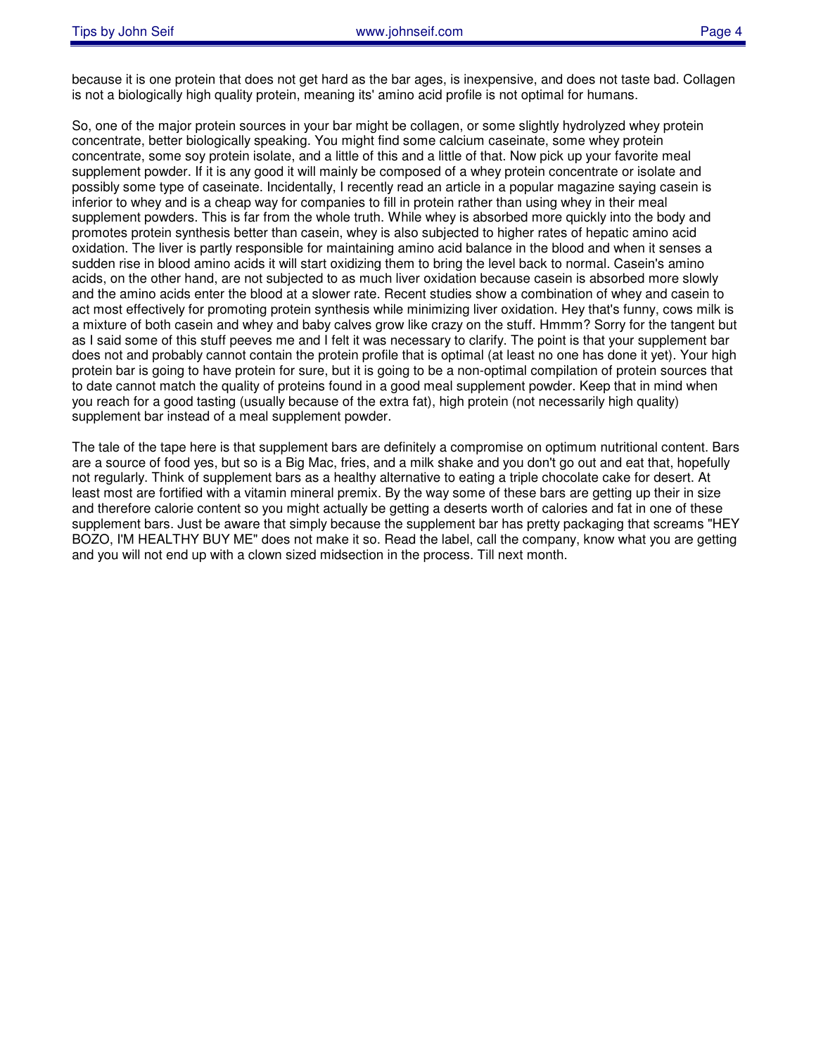because it is one protein that does not get hard as the bar ages, is inexpensive, and does not taste bad. Collagen is not a biologically high quality protein, meaning its' amino acid profile is not optimal for humans.

So, one of the major protein sources in your bar might be collagen, or some slightly hydrolyzed whey protein concentrate, better biologically speaking. You might find some calcium caseinate, some whey protein concentrate, some soy protein isolate, and a little of this and a little of that. Now pick up your favorite meal supplement powder. If it is any good it will mainly be composed of a whey protein concentrate or isolate and possibly some type of caseinate. Incidentally, I recently read an article in a popular magazine saying casein is inferior to whey and is a cheap way for companies to fill in protein rather than using whey in their meal supplement powders. This is far from the whole truth. While whey is absorbed more quickly into the body and promotes protein synthesis better than casein, whey is also subjected to higher rates of hepatic amino acid oxidation. The liver is partly responsible for maintaining amino acid balance in the blood and when it senses a sudden rise in blood amino acids it will start oxidizing them to bring the level back to normal. Casein's amino acids, on the other hand, are not subjected to as much liver oxidation because casein is absorbed more slowly and the amino acids enter the blood at a slower rate. Recent studies show a combination of whey and casein to act most effectively for promoting protein synthesis while minimizing liver oxidation. Hey that's funny, cows milk is a mixture of both casein and whey and baby calves grow like crazy on the stuff. Hmmm? Sorry for the tangent but as I said some of this stuff peeves me and I felt it was necessary to clarify. The point is that your supplement bar does not and probably cannot contain the protein profile that is optimal (at least no one has done it yet). Your high protein bar is going to have protein for sure, but it is going to be a non-optimal compilation of protein sources that to date cannot match the quality of proteins found in a good meal supplement powder. Keep that in mind when you reach for a good tasting (usually because of the extra fat), high protein (not necessarily high quality) supplement bar instead of a meal supplement powder.

The tale of the tape here is that supplement bars are definitely a compromise on optimum nutritional content. Bars are a source of food yes, but so is a Big Mac, fries, and a milk shake and you don't go out and eat that, hopefully not regularly. Think of supplement bars as a healthy alternative to eating a triple chocolate cake for desert. At least most are fortified with a vitamin mineral premix. By the way some of these bars are getting up their in size and therefore calorie content so you might actually be getting a deserts worth of calories and fat in one of these supplement bars. Just be aware that simply because the supplement bar has pretty packaging that screams "HEY BOZO, I'M HEALTHY BUY ME" does not make it so. Read the label, call the company, know what you are getting and you will not end up with a clown sized midsection in the process. Till next month.